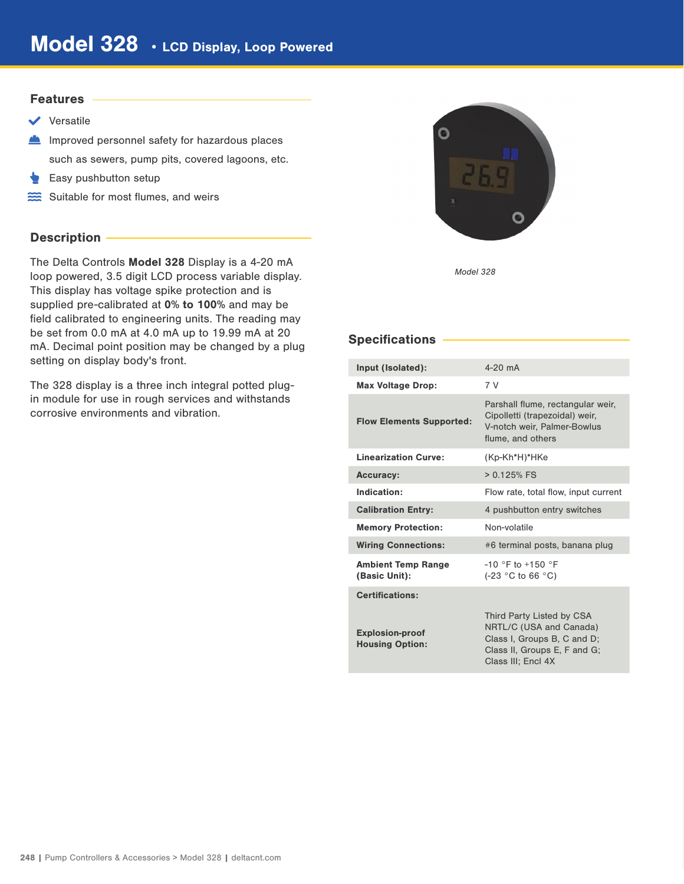# Model 328 • LCD Display, Loop Powered

## Features

- Versatile
- Improved personnel safety for hazardous places such as sewers, pump pits, covered lagoons, etc.
- Easy pushbutton setup
- Suitable for most flumes, and weirs

## Description

The Delta Controls **Model 328** Display is a 4-20 mA loop powered, 3.5 digit LCD process variable display. This display has voltage spike protection and is supplied pre-calibrated at **0% to 100%** and may be field calibrated to engineering units. The reading may be set from 0.0 mA at 4.0 mA up to 19.99 mA at 20 mA. Decimal point position may be changed by a plug setting on display body's front.

The 328 display is a three inch integral potted plug-in module for use in rough services and withstands corrosive environments and vibration.

*Model 328*

## Specifications

| | |
|---|---|
| **Input (Isolated):** | 4-20 mA |
| **Max Voltage Drop:** | 7 V |
| **Flow Elements Supported:** | Parshall flume, rectangular weir, Cipolletti (trapezoidal) weir, V-notch weir, Palmer-Bowlus flume, and others |
| **Linearization Curve:** | (Kp-Kh*H)*HKe |
| **Accuracy:** | > 0.125% FS |
| **Indication:** | Flow rate, total flow, input current |
| **Calibration Entry:** | 4 pushbutton entry switches |
| **Memory Protection:** | Non-volatile |
| **Wiring Connections:** | #6 terminal posts, banana plug |
| **Ambient Temp Range (Basic Unit):** | -10 °F to +150 °F (-23 °C to 66 °C) |
| **Certifications:** | |
| **Explosion-proof Housing Option:** | Third Party Listed by CSA NRTL/C (USA and Canada) Class I, Groups B, C and D; Class II, Groups E, F and G; Class III; Encl 4X |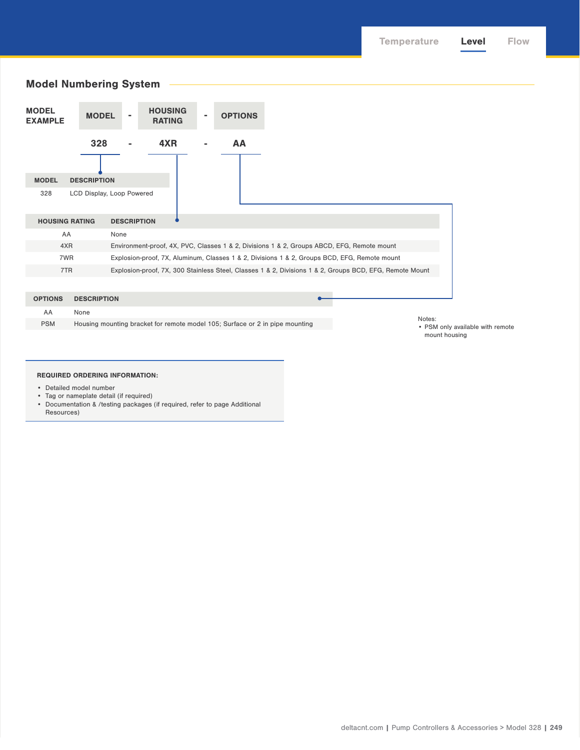## Model Numbering System

| MODEL EXAMPLE | MODEL | - | HOUSING RATING | - | OPTIONS |
|---|---|---|---|---|---|
| | 328 | - | 4XR | - | AA |

| MODEL | DESCRIPTION |
|---|---|
| 328 | LCD Display, Loop Powered |

| HOUSING RATING | DESCRIPTION |
|---|---|
| AA | None |
| 4XR | Environment-proof, 4X, PVC, Classes 1 & 2, Divisions 1 & 2, Groups ABCD, EFG, Remote mount |
| 7WR | Explosion-proof, 7X, Aluminum, Classes 1 & 2, Divisions 1 & 2, Groups BCD, EFG, Remote mount |
| 7TR | Explosion-proof, 7X, 300 Stainless Steel, Classes 1 & 2, Divisions 1 & 2, Groups BCD, EFG, Remote Mount |

| OPTIONS | DESCRIPTION |
|---|---|
| AA | None |
| PSM | Housing mounting bracket for remote model 105; Surface or 2 in pipe mounting |

Notes:
- PSM only available with remote mount housing

**REQUIRED ORDERING INFORMATION:**

- Detailed model number
- Tag or nameplate detail (if required)
- Documentation & /testing packages (if required, refer to page Additional Resources)